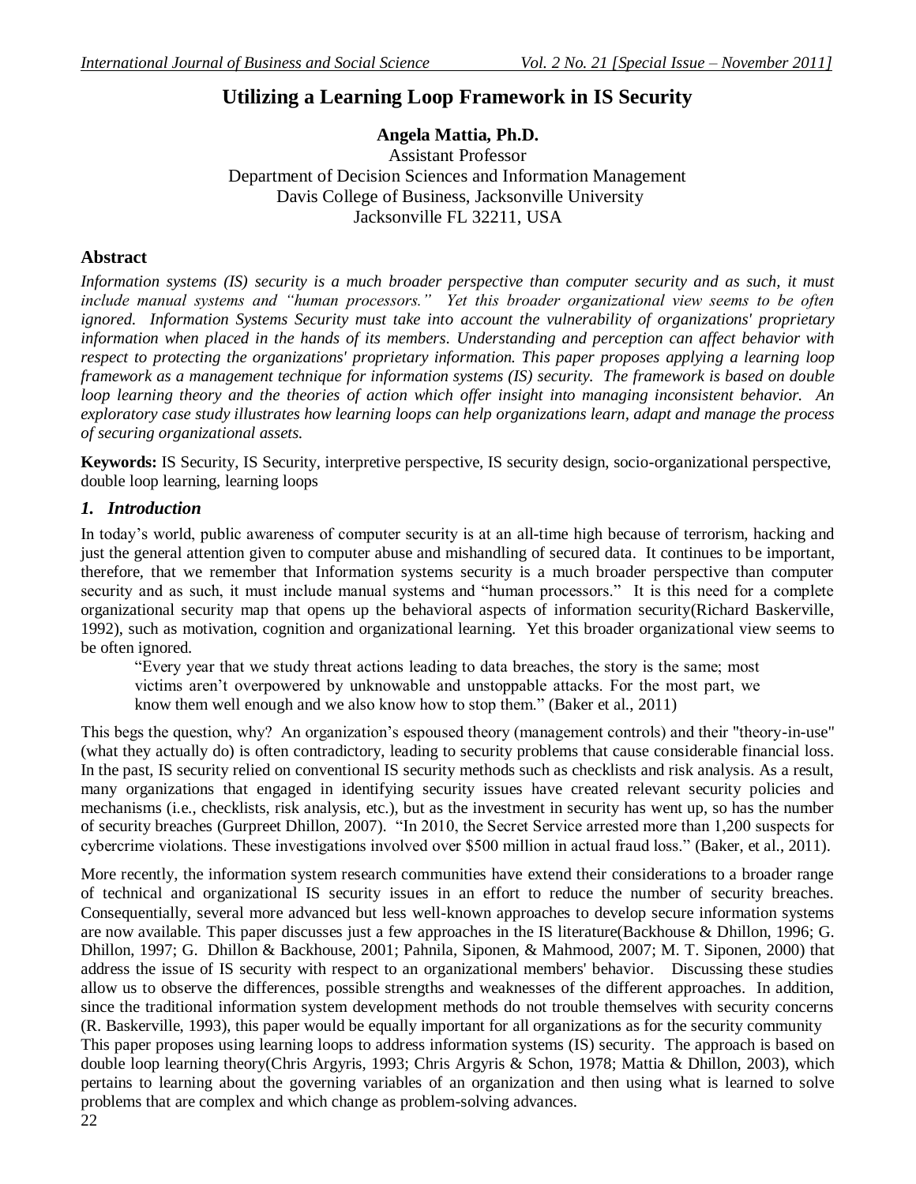# Utilizing a Learning Loop Framework in IS Security

**Angela Mattia, Ph.D.**
Assistant Professor
Department of Decision Sciences and Information Management
Davis College of Business, Jacksonville University
Jacksonville FL 32211, USA

## Abstract

*Information systems (IS) security is a much broader perspective than computer security and as such, it must include manual systems and "human processors." Yet this broader organizational view seems to be often ignored. Information Systems Security must take into account the vulnerability of organizations' proprietary information when placed in the hands of its members. Understanding and perception can affect behavior with respect to protecting the organizations' proprietary information. This paper proposes applying a learning loop framework as a management technique for information systems (IS) security. The framework is based on double loop learning theory and the theories of action which offer insight into managing inconsistent behavior. An exploratory case study illustrates how learning loops can help organizations learn, adapt and manage the process of securing organizational assets.*

**Keywords:** IS Security, IS Security, interpretive perspective, IS security design, socio-organizational perspective, double loop learning, learning loops

## *1. Introduction*

In today's world, public awareness of computer security is at an all-time high because of terrorism, hacking and just the general attention given to computer abuse and mishandling of secured data. It continues to be important, therefore, that we remember that Information systems security is a much broader perspective than computer security and as such, it must include manual systems and "human processors." It is this need for a complete organizational security map that opens up the behavioral aspects of information security(Richard Baskerville, 1992), such as motivation, cognition and organizational learning. Yet this broader organizational view seems to be often ignored.

> "Every year that we study threat actions leading to data breaches, the story is the same; most victims aren't overpowered by unknowable and unstoppable attacks. For the most part, we know them well enough and we also know how to stop them." (Baker et al., 2011)

This begs the question, why? An organization's espoused theory (management controls) and their "theory-in-use" (what they actually do) is often contradictory, leading to security problems that cause considerable financial loss. In the past, IS security relied on conventional IS security methods such as checklists and risk analysis. As a result, many organizations that engaged in identifying security issues have created relevant security policies and mechanisms (i.e., checklists, risk analysis, etc.), but as the investment in security has went up, so has the number of security breaches (Gurpreet Dhillon, 2007). "In 2010, the Secret Service arrested more than 1,200 suspects for cybercrime violations. These investigations involved over $500 million in actual fraud loss." (Baker, et al., 2011).

More recently, the information system research communities have extend their considerations to a broader range of technical and organizational IS security issues in an effort to reduce the number of security breaches. Consequentially, several more advanced but less well-known approaches to develop secure information systems are now available. This paper discusses just a few approaches in the IS literature(Backhouse & Dhillon, 1996; G. Dhillon, 1997; G. Dhillon & Backhouse, 2001; Pahnila, Siponen, & Mahmood, 2007; M. T. Siponen, 2000) that address the issue of IS security with respect to an organizational members' behavior. Discussing these studies allow us to observe the differences, possible strengths and weaknesses of the different approaches. In addition, since the traditional information system development methods do not trouble themselves with security concerns (R. Baskerville, 1993), this paper would be equally important for all organizations as for the security community

This paper proposes using learning loops to address information systems (IS) security. The approach is based on double loop learning theory(Chris Argyris, 1993; Chris Argyris & Schon, 1978; Mattia & Dhillon, 2003), which pertains to learning about the governing variables of an organization and then using what is learned to solve problems that are complex and which change as problem-solving advances.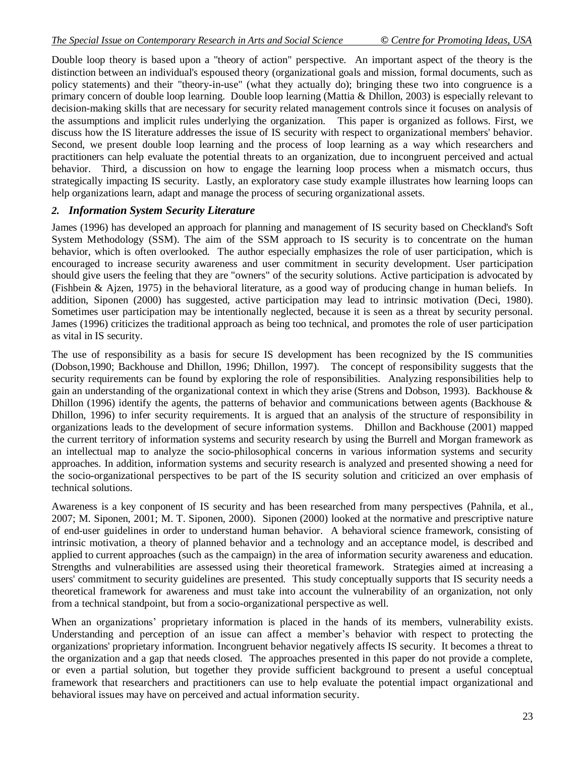Double loop theory is based upon a "theory of action" perspective. An important aspect of the theory is the distinction between an individual's espoused theory (organizational goals and mission, formal documents, such as policy statements) and their "theory-in-use" (what they actually do); bringing these two into congruence is a primary concern of double loop learning. Double loop learning (Mattia & Dhillon, 2003) is especially relevant to decision-making skills that are necessary for security related management controls since it focuses on analysis of the assumptions and implicit rules underlying the organization. This paper is organized as follows. First, we discuss how the IS literature addresses the issue of IS security with respect to organizational members' behavior. Second, we present double loop learning and the process of loop learning as a way which researchers and practitioners can help evaluate the potential threats to an organization, due to incongruent perceived and actual behavior. Third, a discussion on how to engage the learning loop process when a mismatch occurs, thus strategically impacting IS security. Lastly, an exploratory case study example illustrates how learning loops can help organizations learn, adapt and manage the process of securing organizational assets.

## *2. Information System Security Literature*

James (1996) has developed an approach for planning and management of IS security based on Checkland's Soft System Methodology (SSM). The aim of the SSM approach to IS security is to concentrate on the human behavior, which is often overlooked. The author especially emphasizes the role of user participation, which is encouraged to increase security awareness and user commitment in security development. User participation should give users the feeling that they are "owners" of the security solutions. Active participation is advocated by (Fishbein & Ajzen, 1975) in the behavioral literature, as a good way of producing change in human beliefs. In addition, Siponen (2000) has suggested, active participation may lead to intrinsic motivation (Deci, 1980). Sometimes user participation may be intentionally neglected, because it is seen as a threat by security personal. James (1996) criticizes the traditional approach as being too technical, and promotes the role of user participation as vital in IS security.

The use of responsibility as a basis for secure IS development has been recognized by the IS communities (Dobson,1990; Backhouse and Dhillon, 1996; Dhillon, 1997). The concept of responsibility suggests that the security requirements can be found by exploring the role of responsibilities. Analyzing responsibilities help to gain an understanding of the organizational context in which they arise (Strens and Dobson, 1993). Backhouse & Dhillon (1996) identify the agents, the patterns of behavior and communications between agents (Backhouse & Dhillon, 1996) to infer security requirements. It is argued that an analysis of the structure of responsibility in organizations leads to the development of secure information systems. Dhillon and Backhouse (2001) mapped the current territory of information systems and security research by using the Burrell and Morgan framework as an intellectual map to analyze the socio-philosophical concerns in various information systems and security approaches. In addition, information systems and security research is analyzed and presented showing a need for the socio-organizational perspectives to be part of the IS security solution and criticized an over emphasis of technical solutions.

Awareness is a key conponent of IS security and has been researched from many perspectives (Pahnila, et al., 2007; M. Siponen, 2001; M. T. Siponen, 2000). Siponen (2000) looked at the normative and prescriptive nature of end-user guidelines in order to understand human behavior. A behavioral science framework, consisting of intrinsic motivation, a theory of planned behavior and a technology and an acceptance model, is described and applied to current approaches (such as the campaign) in the area of information security awareness and education. Strengths and vulnerabilities are assessed using their theoretical framework. Strategies aimed at increasing a users' commitment to security guidelines are presented. This study conceptually supports that IS security needs a theoretical framework for awareness and must take into account the vulnerability of an organization, not only from a technical standpoint, but from a socio-organizational perspective as well.

When an organizations' proprietary information is placed in the hands of its members, vulnerability exists. Understanding and perception of an issue can affect a member's behavior with respect to protecting the organizations' proprietary information. Incongruent behavior negatively affects IS security. It becomes a threat to the organization and a gap that needs closed. The approaches presented in this paper do not provide a complete, or even a partial solution, but together they provide sufficient background to present a useful conceptual framework that researchers and practitioners can use to help evaluate the potential impact organizational and behavioral issues may have on perceived and actual information security.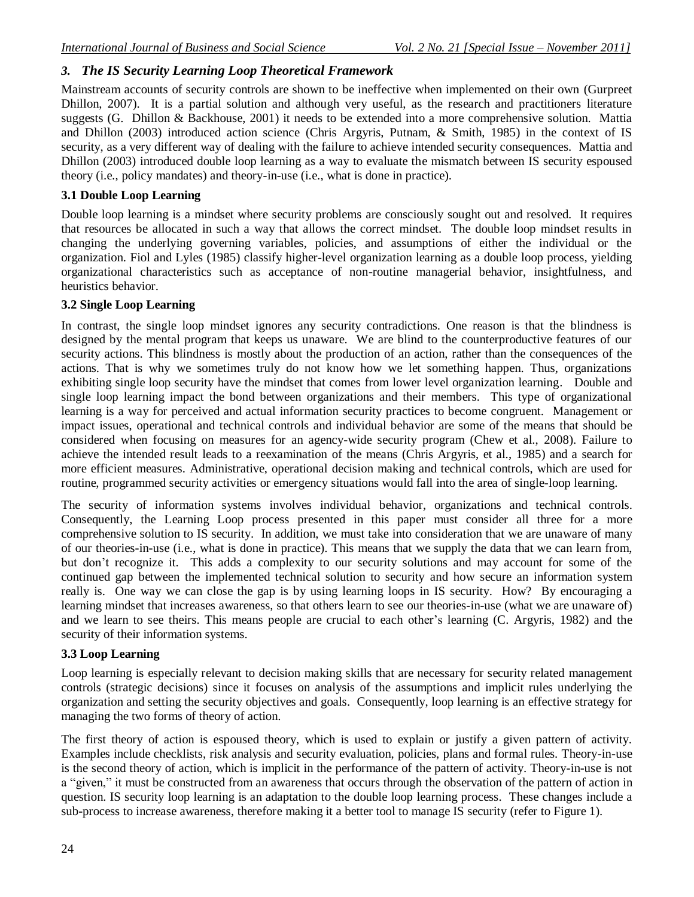## *3. The IS Security Learning Loop Theoretical Framework*

Mainstream accounts of security controls are shown to be ineffective when implemented on their own (Gurpreet Dhillon, 2007). It is a partial solution and although very useful, as the research and practitioners literature suggests (G. Dhillon & Backhouse, 2001) it needs to be extended into a more comprehensive solution. Mattia and Dhillon (2003) introduced action science (Chris Argyris, Putnam, & Smith, 1985) in the context of IS security, as a very different way of dealing with the failure to achieve intended security consequences. Mattia and Dhillon (2003) introduced double loop learning as a way to evaluate the mismatch between IS security espoused theory (i.e., policy mandates) and theory-in-use (i.e., what is done in practice).

### 3.1 Double Loop Learning

Double loop learning is a mindset where security problems are consciously sought out and resolved. It requires that resources be allocated in such a way that allows the correct mindset. The double loop mindset results in changing the underlying governing variables, policies, and assumptions of either the individual or the organization. Fiol and Lyles (1985) classify higher-level organization learning as a double loop process, yielding organizational characteristics such as acceptance of non-routine managerial behavior, insightfulness, and heuristics behavior.

### 3.2 Single Loop Learning

In contrast, the single loop mindset ignores any security contradictions. One reason is that the blindness is designed by the mental program that keeps us unaware. We are blind to the counterproductive features of our security actions. This blindness is mostly about the production of an action, rather than the consequences of the actions. That is why we sometimes truly do not know how we let something happen. Thus, organizations exhibiting single loop security have the mindset that comes from lower level organization learning. Double and single loop learning impact the bond between organizations and their members. This type of organizational learning is a way for perceived and actual information security practices to become congruent. Management or impact issues, operational and technical controls and individual behavior are some of the means that should be considered when focusing on measures for an agency-wide security program (Chew et al., 2008). Failure to achieve the intended result leads to a reexamination of the means (Chris Argyris, et al., 1985) and a search for more efficient measures. Administrative, operational decision making and technical controls, which are used for routine, programmed security activities or emergency situations would fall into the area of single-loop learning.

The security of information systems involves individual behavior, organizations and technical controls. Consequently, the Learning Loop process presented in this paper must consider all three for a more comprehensive solution to IS security. In addition, we must take into consideration that we are unaware of many of our theories-in-use (i.e., what is done in practice). This means that we supply the data that we can learn from, but don't recognize it. This adds a complexity to our security solutions and may account for some of the continued gap between the implemented technical solution to security and how secure an information system really is. One way we can close the gap is by using learning loops in IS security. How? By encouraging a learning mindset that increases awareness, so that others learn to see our theories-in-use (what we are unaware of) and we learn to see theirs. This means people are crucial to each other's learning (C. Argyris, 1982) and the security of their information systems.

### 3.3 Loop Learning

Loop learning is especially relevant to decision making skills that are necessary for security related management controls (strategic decisions) since it focuses on analysis of the assumptions and implicit rules underlying the organization and setting the security objectives and goals. Consequently, loop learning is an effective strategy for managing the two forms of theory of action.

The first theory of action is espoused theory, which is used to explain or justify a given pattern of activity. Examples include checklists, risk analysis and security evaluation, policies, plans and formal rules. Theory-in-use is the second theory of action, which is implicit in the performance of the pattern of activity. Theory-in-use is not a "given," it must be constructed from an awareness that occurs through the observation of the pattern of action in question. IS security loop learning is an adaptation to the double loop learning process. These changes include a sub-process to increase awareness, therefore making it a better tool to manage IS security (refer to Figure 1).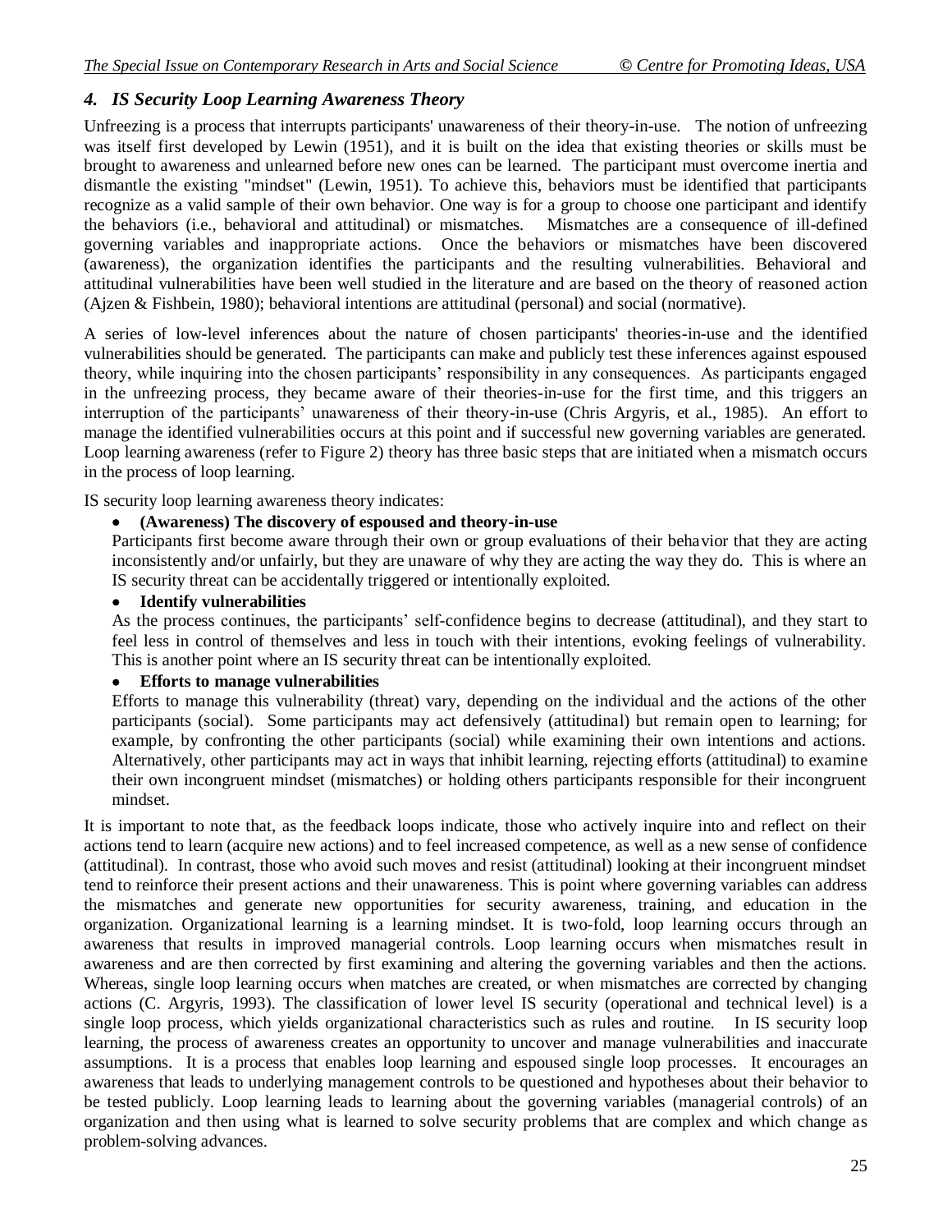### 4. IS Security Loop Learning Awareness Theory

Unfreezing is a process that interrupts participants' unawareness of their theory-in-use. The notion of unfreezing was itself first developed by Lewin (1951), and it is built on the idea that existing theories or skills must be brought to awareness and unlearned before new ones can be learned. The participant must overcome inertia and dismantle the existing "mindset" (Lewin, 1951). To achieve this, behaviors must be identified that participants recognize as a valid sample of their own behavior. One way is for a group to choose one participant and identify the behaviors (i.e., behavioral and attitudinal) or mismatches. Mismatches are a consequence of ill-defined governing variables and inappropriate actions. Once the behaviors or mismatches have been discovered (awareness), the organization identifies the participants and the resulting vulnerabilities. Behavioral and attitudinal vulnerabilities have been well studied in the literature and are based on the theory of reasoned action (Ajzen & Fishbein, 1980); behavioral intentions are attitudinal (personal) and social (normative).

A series of low-level inferences about the nature of chosen participants' theories-in-use and the identified vulnerabilities should be generated. The participants can make and publicly test these inferences against espoused theory, while inquiring into the chosen participants' responsibility in any consequences. As participants engaged in the unfreezing process, they became aware of their theories-in-use for the first time, and this triggers an interruption of the participants' unawareness of their theory-in-use (Chris Argyris, et al., 1985). An effort to manage the identified vulnerabilities occurs at this point and if successful new governing variables are generated. Loop learning awareness (refer to Figure 2) theory has three basic steps that are initiated when a mismatch occurs in the process of loop learning.

IS security loop learning awareness theory indicates:

- **(Awareness) The discovery of espoused and theory-in-use**

  Participants first become aware through their own or group evaluations of their behavior that they are acting inconsistently and/or unfairly, but they are unaware of why they are acting the way they do. This is where an IS security threat can be accidentally triggered or intentionally exploited.

- **Identify vulnerabilities**

  As the process continues, the participants' self-confidence begins to decrease (attitudinal), and they start to feel less in control of themselves and less in touch with their intentions, evoking feelings of vulnerability. This is another point where an IS security threat can be intentionally exploited.

- **Efforts to manage vulnerabilities**

  Efforts to manage this vulnerability (threat) vary, depending on the individual and the actions of the other participants (social). Some participants may act defensively (attitudinal) but remain open to learning; for example, by confronting the other participants (social) while examining their own intentions and actions. Alternatively, other participants may act in ways that inhibit learning, rejecting efforts (attitudinal) to examine their own incongruent mindset (mismatches) or holding others participants responsible for their incongruent mindset.

It is important to note that, as the feedback loops indicate, those who actively inquire into and reflect on their actions tend to learn (acquire new actions) and to feel increased competence, as well as a new sense of confidence (attitudinal). In contrast, those who avoid such moves and resist (attitudinal) looking at their incongruent mindset tend to reinforce their present actions and their unawareness. This is point where governing variables can address the mismatches and generate new opportunities for security awareness, training, and education in the organization. Organizational learning is a learning mindset. It is two-fold, loop learning occurs through an awareness that results in improved managerial controls. Loop learning occurs when mismatches result in awareness and are then corrected by first examining and altering the governing variables and then the actions. Whereas, single loop learning occurs when matches are created, or when mismatches are corrected by changing actions (C. Argyris, 1993). The classification of lower level IS security (operational and technical level) is a single loop process, which yields organizational characteristics such as rules and routine. In IS security loop learning, the process of awareness creates an opportunity to uncover and manage vulnerabilities and inaccurate assumptions. It is a process that enables loop learning and espoused single loop processes. It encourages an awareness that leads to underlying management controls to be questioned and hypotheses about their behavior to be tested publicly. Loop learning leads to learning about the governing variables (managerial controls) of an organization and then using what is learned to solve security problems that are complex and which change as problem-solving advances.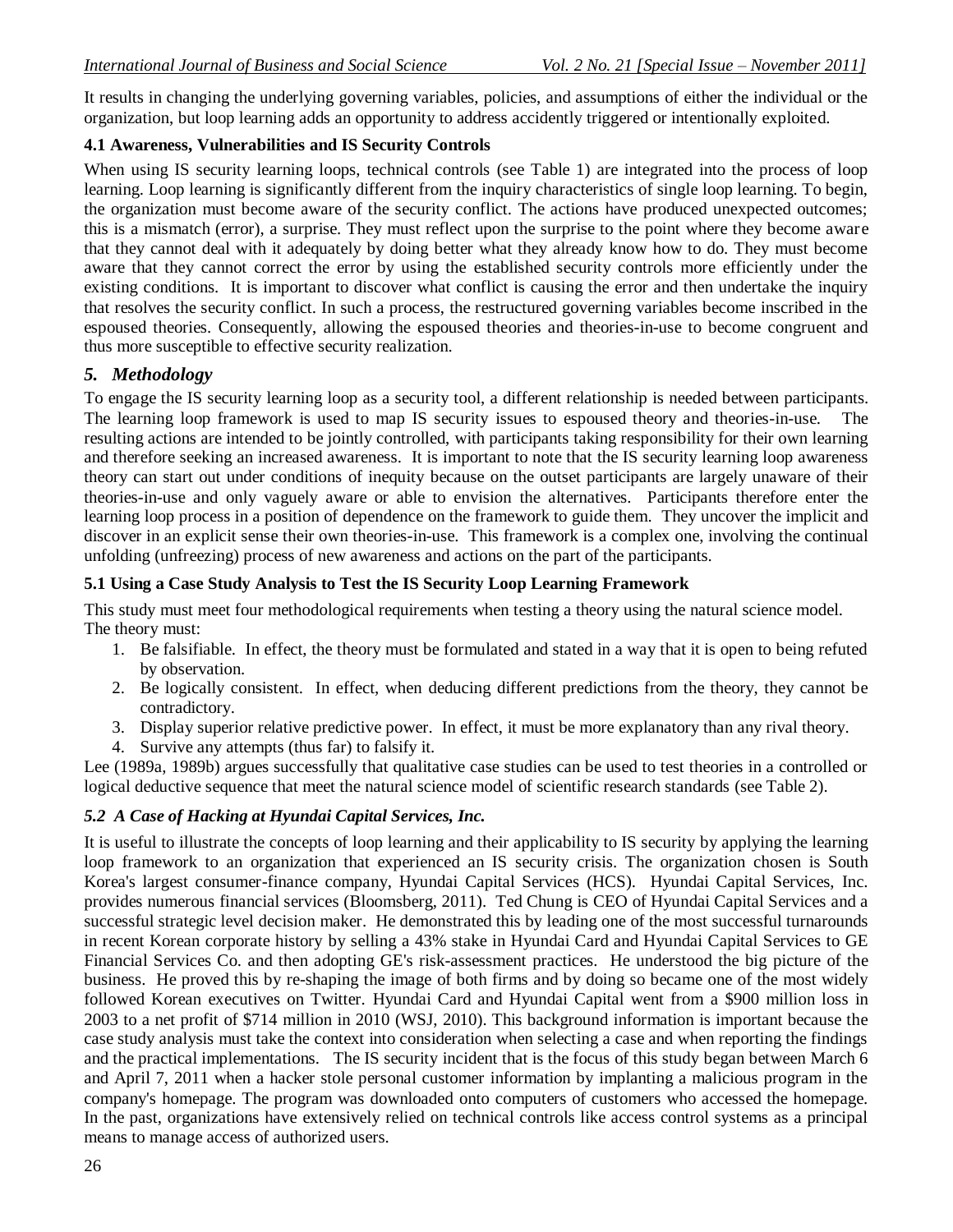It results in changing the underlying governing variables, policies, and assumptions of either the individual or the organization, but loop learning adds an opportunity to address accidently triggered or intentionally exploited.

### 4.1 Awareness, Vulnerabilities and IS Security Controls

When using IS security learning loops, technical controls (see Table 1) are integrated into the process of loop learning. Loop learning is significantly different from the inquiry characteristics of single loop learning. To begin, the organization must become aware of the security conflict. The actions have produced unexpected outcomes; this is a mismatch (error), a surprise. They must reflect upon the surprise to the point where they become aware that they cannot deal with it adequately by doing better what they already know how to do. They must become aware that they cannot correct the error by using the established security controls more efficiently under the existing conditions. It is important to discover what conflict is causing the error and then undertake the inquiry that resolves the security conflict. In such a process, the restructured governing variables become inscribed in the espoused theories. Consequently, allowing the espoused theories and theories-in-use to become congruent and thus more susceptible to effective security realization.

## *5. Methodology*

To engage the IS security learning loop as a security tool, a different relationship is needed between participants. The learning loop framework is used to map IS security issues to espoused theory and theories-in-use. The resulting actions are intended to be jointly controlled, with participants taking responsibility for their own learning and therefore seeking an increased awareness. It is important to note that the IS security learning loop awareness theory can start out under conditions of inequity because on the outset participants are largely unaware of their theories-in-use and only vaguely aware or able to envision the alternatives. Participants therefore enter the learning loop process in a position of dependence on the framework to guide them. They uncover the implicit and discover in an explicit sense their own theories-in-use. This framework is a complex one, involving the continual unfolding (unfreezing) process of new awareness and actions on the part of the participants.

### 5.1 Using a Case Study Analysis to Test the IS Security Loop Learning Framework

This study must meet four methodological requirements when testing a theory using the natural science model. The theory must:

1. Be falsifiable. In effect, the theory must be formulated and stated in a way that it is open to being refuted by observation.
2. Be logically consistent. In effect, when deducing different predictions from the theory, they cannot be contradictory.
3. Display superior relative predictive power. In effect, it must be more explanatory than any rival theory.
4. Survive any attempts (thus far) to falsify it.

Lee (1989a, 1989b) argues successfully that qualitative case studies can be used to test theories in a controlled or logical deductive sequence that meet the natural science model of scientific research standards (see Table 2).

### *5.2 A Case of Hacking at Hyundai Capital Services, Inc.*

It is useful to illustrate the concepts of loop learning and their applicability to IS security by applying the learning loop framework to an organization that experienced an IS security crisis. The organization chosen is South Korea's largest consumer-finance company, Hyundai Capital Services (HCS). Hyundai Capital Services, Inc. provides numerous financial services (Bloomsberg, 2011). Ted Chung is CEO of Hyundai Capital Services and a successful strategic level decision maker. He demonstrated this by leading one of the most successful turnarounds in recent Korean corporate history by selling a 43% stake in Hyundai Card and Hyundai Capital Services to GE Financial Services Co. and then adopting GE's risk-assessment practices. He understood the big picture of the business. He proved this by re-shaping the image of both firms and by doing so became one of the most widely followed Korean executives on Twitter. Hyundai Card and Hyundai Capital went from a $900 million loss in 2003 to a net profit of $714 million in 2010 (WSJ, 2010). This background information is important because the case study analysis must take the context into consideration when selecting a case and when reporting the findings and the practical implementations. The IS security incident that is the focus of this study began between March 6 and April 7, 2011 when a hacker stole personal customer information by implanting a malicious program in the company's homepage. The program was downloaded onto computers of customers who accessed the homepage. In the past, organizations have extensively relied on technical controls like access control systems as a principal means to manage access of authorized users.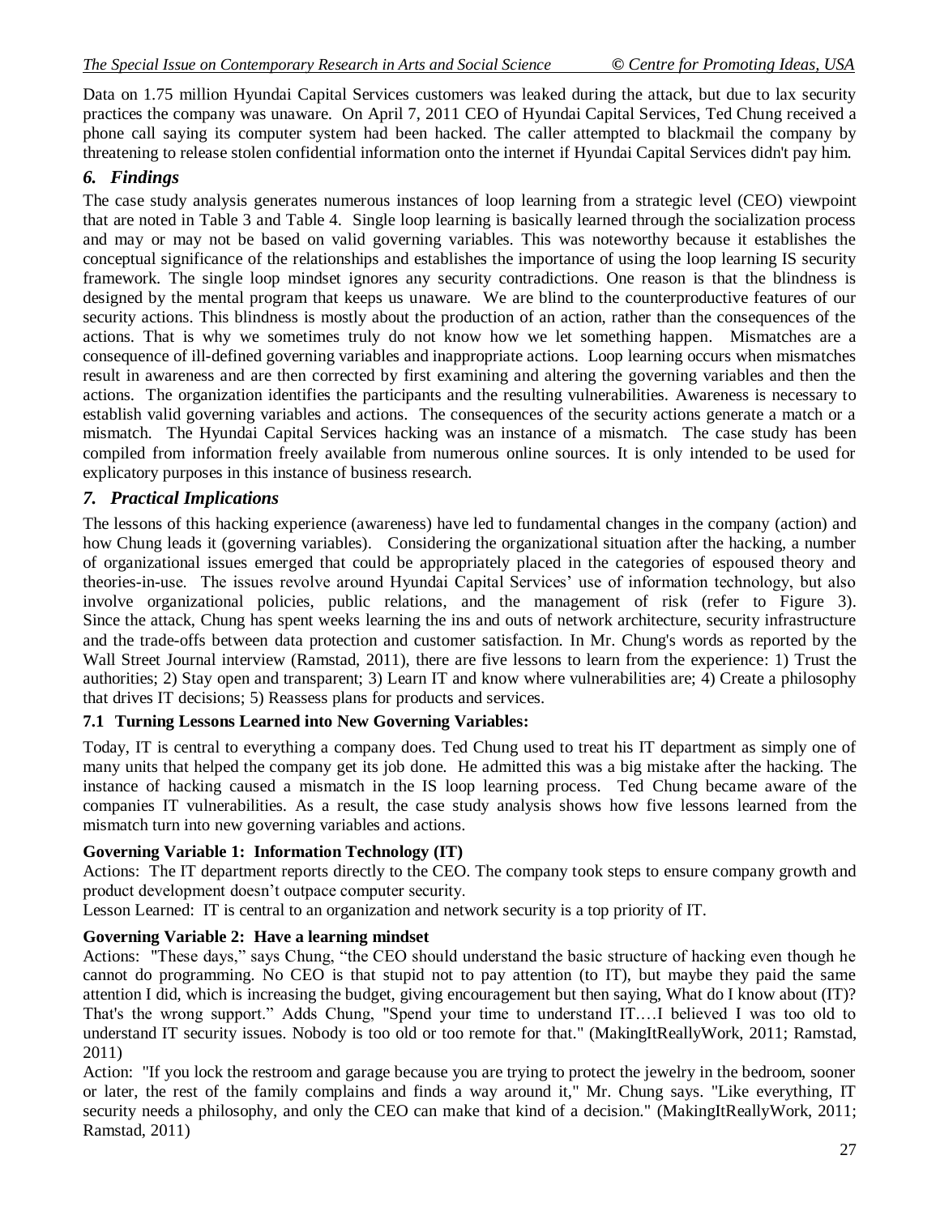Data on 1.75 million Hyundai Capital Services customers was leaked during the attack, but due to lax security practices the company was unaware. On April 7, 2011 CEO of Hyundai Capital Services, Ted Chung received a phone call saying its computer system had been hacked. The caller attempted to blackmail the company by threatening to release stolen confidential information onto the internet if Hyundai Capital Services didn't pay him.

## *6. Findings*

The case study analysis generates numerous instances of loop learning from a strategic level (CEO) viewpoint that are noted in Table 3 and Table 4. Single loop learning is basically learned through the socialization process and may or may not be based on valid governing variables. This was noteworthy because it establishes the conceptual significance of the relationships and establishes the importance of using the loop learning IS security framework. The single loop mindset ignores any security contradictions. One reason is that the blindness is designed by the mental program that keeps us unaware. We are blind to the counterproductive features of our security actions. This blindness is mostly about the production of an action, rather than the consequences of the actions. That is why we sometimes truly do not know how we let something happen. Mismatches are a consequence of ill-defined governing variables and inappropriate actions. Loop learning occurs when mismatches result in awareness and are then corrected by first examining and altering the governing variables and then the actions. The organization identifies the participants and the resulting vulnerabilities. Awareness is necessary to establish valid governing variables and actions. The consequences of the security actions generate a match or a mismatch. The Hyundai Capital Services hacking was an instance of a mismatch. The case study has been compiled from information freely available from numerous online sources. It is only intended to be used for explicatory purposes in this instance of business research.

## *7. Practical Implications*

The lessons of this hacking experience (awareness) have led to fundamental changes in the company (action) and how Chung leads it (governing variables). Considering the organizational situation after the hacking, a number of organizational issues emerged that could be appropriately placed in the categories of espoused theory and theories-in-use. The issues revolve around Hyundai Capital Services' use of information technology, but also involve organizational policies, public relations, and the management of risk (refer to Figure 3). Since the attack, Chung has spent weeks learning the ins and outs of network architecture, security infrastructure and the trade-offs between data protection and customer satisfaction. In Mr. Chung's words as reported by the Wall Street Journal interview (Ramstad, 2011), there are five lessons to learn from the experience: 1) Trust the authorities; 2) Stay open and transparent; 3) Learn IT and know where vulnerabilities are; 4) Create a philosophy that drives IT decisions; 5) Reassess plans for products and services.

### 7.1 Turning Lessons Learned into New Governing Variables:

Today, IT is central to everything a company does. Ted Chung used to treat his IT department as simply one of many units that helped the company get its job done. He admitted this was a big mistake after the hacking. The instance of hacking caused a mismatch in the IS loop learning process. Ted Chung became aware of the companies IT vulnerabilities. As a result, the case study analysis shows how five lessons learned from the mismatch turn into new governing variables and actions.

**Governing Variable 1: Information Technology (IT)**

Actions: The IT department reports directly to the CEO. The company took steps to ensure company growth and product development doesn't outpace computer security.

Lesson Learned: IT is central to an organization and network security is a top priority of IT.

**Governing Variable 2: Have a learning mindset**

Actions: "These days," says Chung, "the CEO should understand the basic structure of hacking even though he cannot do programming. No CEO is that stupid not to pay attention (to IT), but maybe they paid the same attention I did, which is increasing the budget, giving encouragement but then saying, What do I know about (IT)? That's the wrong support." Adds Chung, "Spend your time to understand IT….I believed I was too old to understand IT security issues. Nobody is too old or too remote for that." (MakingItReallyWork, 2011; Ramstad, 2011)

Action: "If you lock the restroom and garage because you are trying to protect the jewelry in the bedroom, sooner or later, the rest of the family complains and finds a way around it," Mr. Chung says. "Like everything, IT security needs a philosophy, and only the CEO can make that kind of a decision." (MakingItReallyWork, 2011; Ramstad, 2011)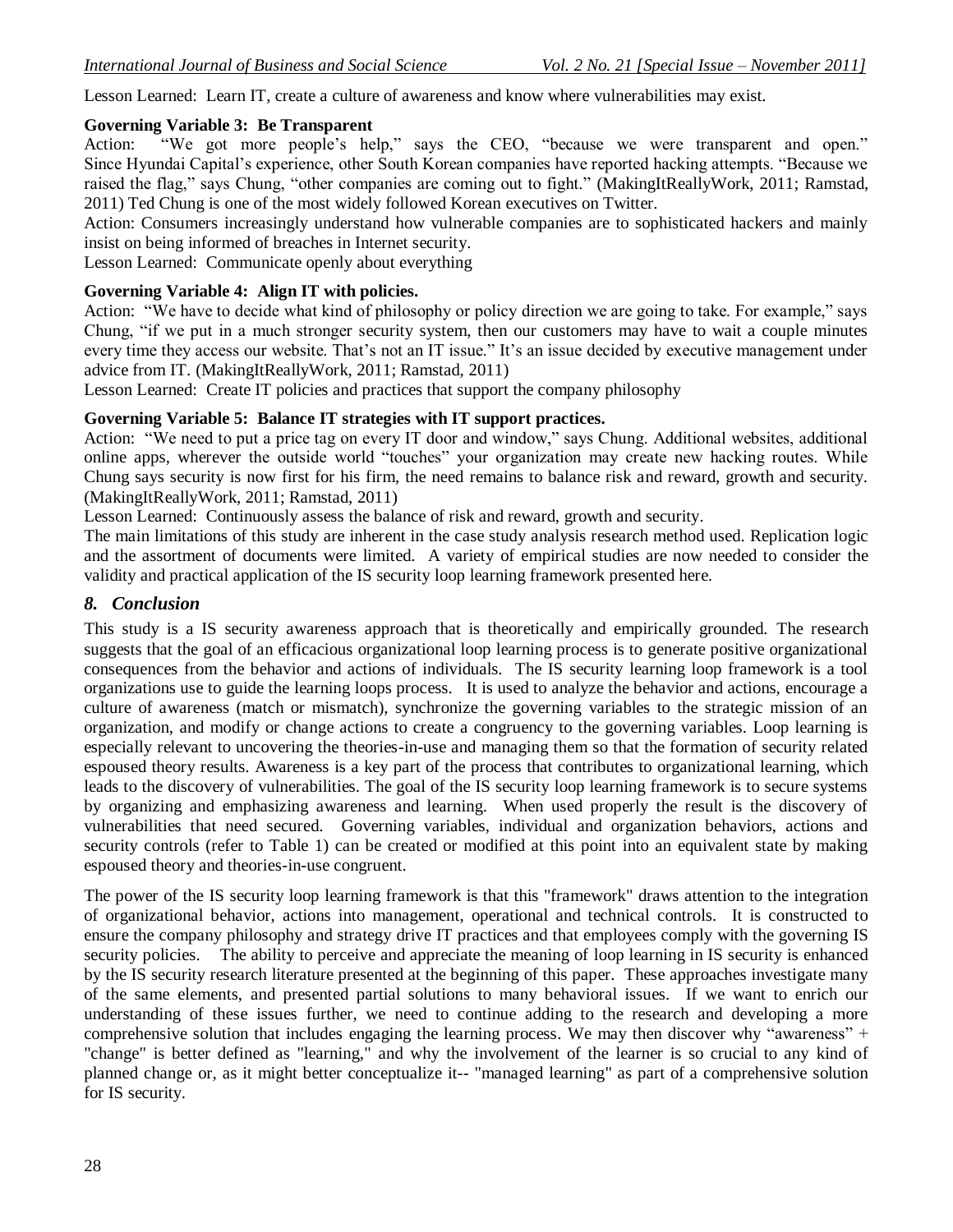Lesson Learned: Learn IT, create a culture of awareness and know where vulnerabilities may exist.

**Governing Variable 3: Be Transparent**

Action: "We got more people's help," says the CEO, "because we were transparent and open." Since Hyundai Capital's experience, other South Korean companies have reported hacking attempts. "Because we raised the flag," says Chung, "other companies are coming out to fight." (MakingItReallyWork, 2011; Ramstad, 2011) Ted Chung is one of the most widely followed Korean executives on Twitter.

Action: Consumers increasingly understand how vulnerable companies are to sophisticated hackers and mainly insist on being informed of breaches in Internet security.

Lesson Learned: Communicate openly about everything

**Governing Variable 4: Align IT with policies.**

Action: "We have to decide what kind of philosophy or policy direction we are going to take. For example," says Chung, "if we put in a much stronger security system, then our customers may have to wait a couple minutes every time they access our website. That's not an IT issue." It's an issue decided by executive management under advice from IT. (MakingItReallyWork, 2011; Ramstad, 2011)

Lesson Learned: Create IT policies and practices that support the company philosophy

**Governing Variable 5: Balance IT strategies with IT support practices.**

Action: "We need to put a price tag on every IT door and window," says Chung. Additional websites, additional online apps, wherever the outside world "touches" your organization may create new hacking routes. While Chung says security is now first for his firm, the need remains to balance risk and reward, growth and security. (MakingItReallyWork, 2011; Ramstad, 2011)

Lesson Learned: Continuously assess the balance of risk and reward, growth and security.

The main limitations of this study are inherent in the case study analysis research method used. Replication logic and the assortment of documents were limited. A variety of empirical studies are now needed to consider the validity and practical application of the IS security loop learning framework presented here.

## *8. Conclusion*

This study is a IS security awareness approach that is theoretically and empirically grounded. The research suggests that the goal of an efficacious organizational loop learning process is to generate positive organizational consequences from the behavior and actions of individuals. The IS security learning loop framework is a tool organizations use to guide the learning loops process. It is used to analyze the behavior and actions, encourage a culture of awareness (match or mismatch), synchronize the governing variables to the strategic mission of an organization, and modify or change actions to create a congruency to the governing variables. Loop learning is especially relevant to uncovering the theories-in-use and managing them so that the formation of security related espoused theory results. Awareness is a key part of the process that contributes to organizational learning, which leads to the discovery of vulnerabilities. The goal of the IS security loop learning framework is to secure systems by organizing and emphasizing awareness and learning. When used properly the result is the discovery of vulnerabilities that need secured. Governing variables, individual and organization behaviors, actions and security controls (refer to Table 1) can be created or modified at this point into an equivalent state by making espoused theory and theories-in-use congruent.

The power of the IS security loop learning framework is that this "framework" draws attention to the integration of organizational behavior, actions into management, operational and technical controls. It is constructed to ensure the company philosophy and strategy drive IT practices and that employees comply with the governing IS security policies. The ability to perceive and appreciate the meaning of loop learning in IS security is enhanced by the IS security research literature presented at the beginning of this paper. These approaches investigate many of the same elements, and presented partial solutions to many behavioral issues. If we want to enrich our understanding of these issues further, we need to continue adding to the research and developing a more comprehensive solution that includes engaging the learning process. We may then discover why "awareness" + "change" is better defined as "learning," and why the involvement of the learner is so crucial to any kind of planned change or, as it might better conceptualize it-- "managed learning" as part of a comprehensive solution for IS security.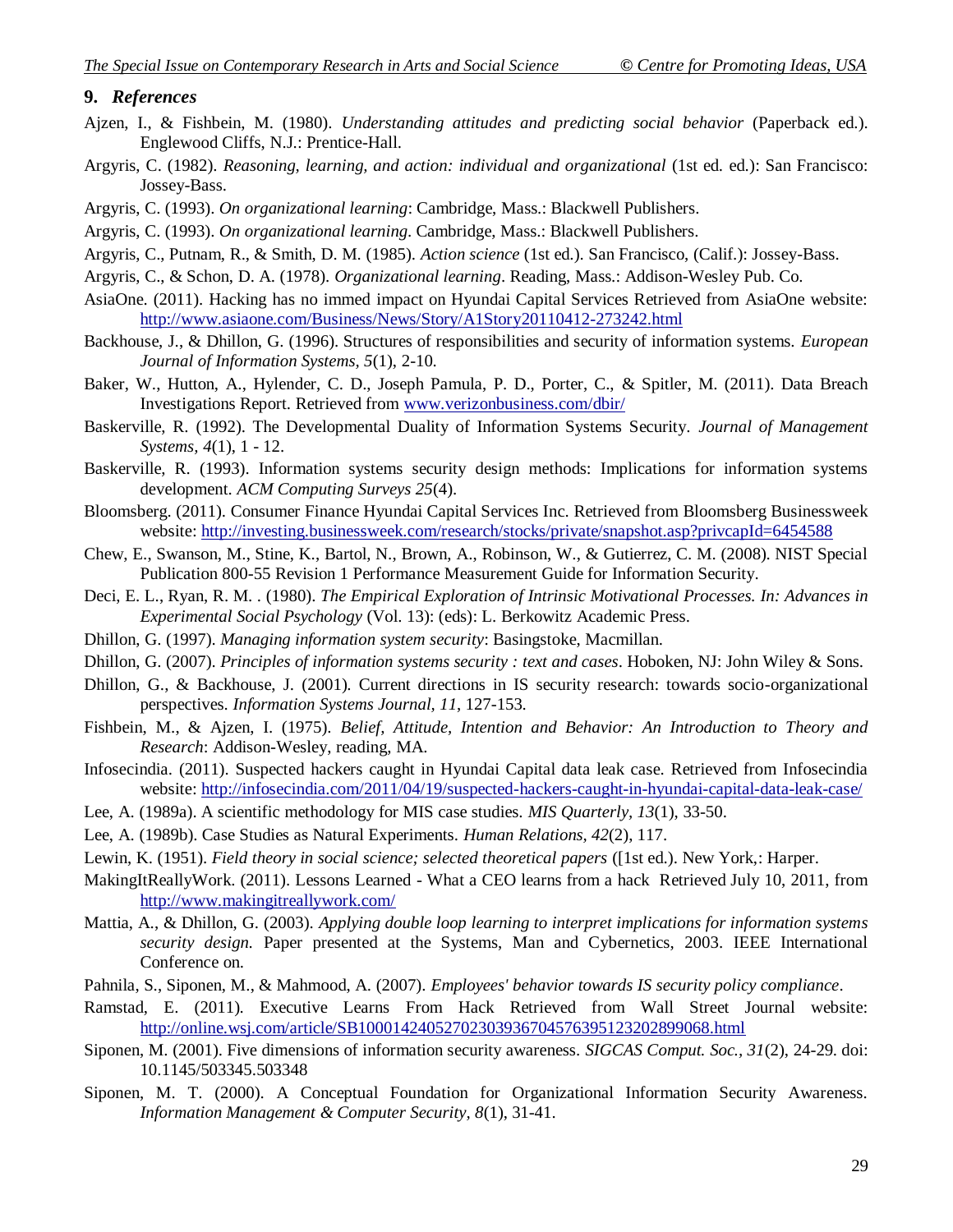## 9. *References*

Ajzen, I., & Fishbein, M. (1980). *Understanding attitudes and predicting social behavior* (Paperback ed.). Englewood Cliffs, N.J.: Prentice-Hall.

Argyris, C. (1982). *Reasoning, learning, and action: individual and organizational* (1st ed. ed.): San Francisco: Jossey-Bass.

Argyris, C. (1993). *On organizational learning*: Cambridge, Mass.: Blackwell Publishers.

Argyris, C. (1993). *On organizational learning*. Cambridge, Mass.: Blackwell Publishers.

Argyris, C., Putnam, R., & Smith, D. M. (1985). *Action science* (1st ed.). San Francisco, (Calif.): Jossey-Bass.

Argyris, C., & Schon, D. A. (1978). *Organizational learning*. Reading, Mass.: Addison-Wesley Pub. Co.

AsiaOne. (2011). Hacking has no immed impact on Hyundai Capital Services Retrieved from AsiaOne website: http://www.asiaone.com/Business/News/Story/A1Story20110412-273242.html

Backhouse, J., & Dhillon, G. (1996). Structures of responsibilities and security of information systems. *European Journal of Information Systems, 5*(1), 2-10.

Baker, W., Hutton, A., Hylender, C. D., Joseph Pamula, P. D., Porter, C., & Spitler, M. (2011). Data Breach Investigations Report. Retrieved from www.verizonbusiness.com/dbir/

Baskerville, R. (1992). The Developmental Duality of Information Systems Security. *Journal of Management Systems, 4*(1), 1 - 12.

Baskerville, R. (1993). Information systems security design methods: Implications for information systems development. *ACM Computing Surveys 25*(4).

Bloomsberg. (2011). Consumer Finance Hyundai Capital Services Inc. Retrieved from Bloomsberg Businessweek website: http://investing.businessweek.com/research/stocks/private/snapshot.asp?privcapId=6454588

Chew, E., Swanson, M., Stine, K., Bartol, N., Brown, A., Robinson, W., & Gutierrez, C. M. (2008). NIST Special Publication 800-55 Revision 1 Performance Measurement Guide for Information Security.

Deci, E. L., Ryan, R. M. . (1980). *The Empirical Exploration of Intrinsic Motivational Processes. In: Advances in Experimental Social Psychology* (Vol. 13): (eds): L. Berkowitz Academic Press.

Dhillon, G. (1997). *Managing information system security*: Basingstoke, Macmillan.

Dhillon, G. (2007). *Principles of information systems security : text and cases*. Hoboken, NJ: John Wiley & Sons.

Dhillon, G., & Backhouse, J. (2001). Current directions in IS security research: towards socio-organizational perspectives. *Information Systems Journal, 11*, 127-153.

Fishbein, M., & Ajzen, I. (1975). *Belief, Attitude, Intention and Behavior: An Introduction to Theory and Research*: Addison-Wesley, reading, MA.

Infosecindia. (2011). Suspected hackers caught in Hyundai Capital data leak case. Retrieved from Infosecindia website: http://infosecindia.com/2011/04/19/suspected-hackers-caught-in-hyundai-capital-data-leak-case/

Lee, A. (1989a). A scientific methodology for MIS case studies. *MIS Quarterly, 13*(1), 33-50.

Lee, A. (1989b). Case Studies as Natural Experiments. *Human Relations, 42*(2), 117.

Lewin, K. (1951). *Field theory in social science; selected theoretical papers* ([1st ed.). New York,: Harper.

MakingItReallyWork. (2011). Lessons Learned - What a CEO learns from a hack Retrieved July 10, 2011, from http://www.makingitreallywork.com/

Mattia, A., & Dhillon, G. (2003). *Applying double loop learning to interpret implications for information systems security design.* Paper presented at the Systems, Man and Cybernetics, 2003. IEEE International Conference on.

Pahnila, S., Siponen, M., & Mahmood, A. (2007). *Employees' behavior towards IS security policy compliance*.

Ramstad, E. (2011). Executive Learns From Hack Retrieved from Wall Street Journal website: http://online.wsj.com/article/SB10001424052702303936704576395123202899068.html

Siponen, M. (2001). Five dimensions of information security awareness. *SIGCAS Comput. Soc., 31*(2), 24-29. doi: 10.1145/503345.503348

Siponen, M. T. (2000). A Conceptual Foundation for Organizational Information Security Awareness. *Information Management & Computer Security, 8*(1), 31-41.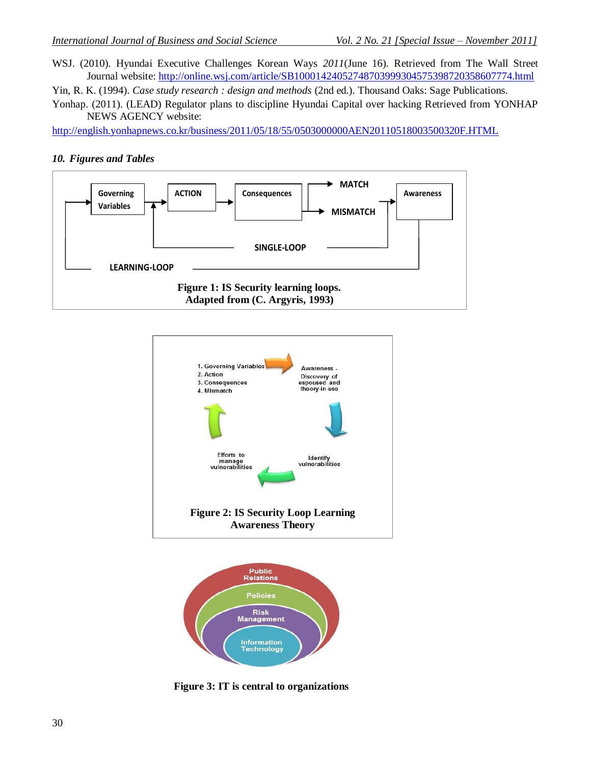WSJ. (2010). Hyundai Executive Challenges Korean Ways *2011*(June 16). Retrieved from The Wall Street Journal website: http://online.wsj.com/article/SB10001424052748703999304575398720358607774.html

Yin, R. K. (1994). *Case study research : design and methods* (2nd ed.). Thousand Oaks: Sage Publications.

Yonhap. (2011). (LEAD) Regulator plans to discipline Hyundai Capital over hacking Retrieved from YONHAP NEWS AGENCY website:
http://english.yonhapnews.co.kr/business/2011/05/18/55/0503000000AEN20110518003500320F.HTML

### *10. Figures and Tables*

Governing Variables → ACTION → Consequences → MATCH / MISMATCH → Awareness

SINGLE-LOOP

LEARNING-LOOP

**Figure 1: IS Security learning loops. Adapted from (C. Argyris, 1993)**

1. Governing Variables
2. Action
3. Consequences
4. Mismatch

Awareness - Discovery of espoused and theory-in-use

Identify vulnerabilities

Efforts to manage vulnerabilities

**Figure 2: IS Security Loop Learning Awareness Theory**

Public Relations

Policies

Risk Management

Information Technology

**Figure 3: IT is central to organizations**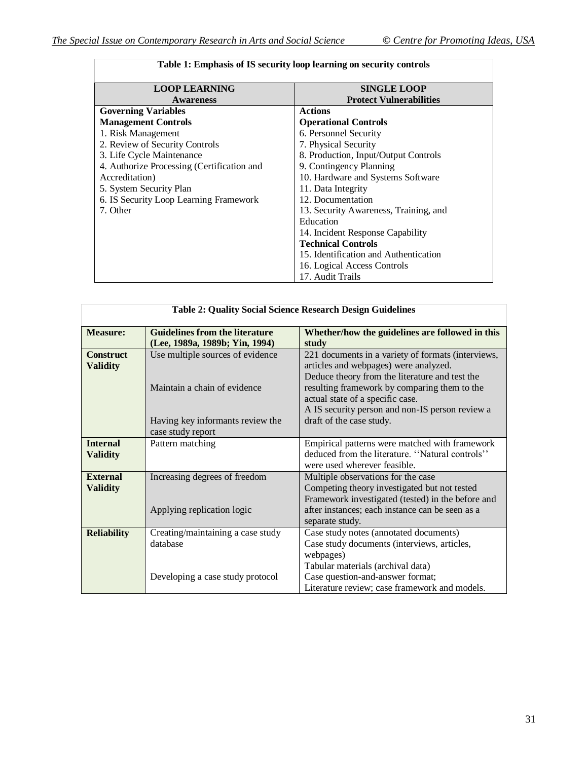**Table 1: Emphasis of IS security loop learning on security controls**

| LOOP LEARNING<br>Awareness | SINGLE LOOP<br>Protect Vulnerabilities |
|---|---|
| **Governing Variables** | **Actions** |
| **Management Controls** | **Operational Controls** |
| 1. Risk Management | 6. Personnel Security |
| 2. Review of Security Controls | 7. Physical Security |
| 3. Life Cycle Maintenance | 8. Production, Input/Output Controls |
| 4. Authorize Processing (Certification and Accreditation) | 9. Contingency Planning |
| 5. System Security Plan | 10. Hardware and Systems Software |
| 6. IS Security Loop Learning Framework | 11. Data Integrity |
| 7. Other | 12. Documentation |
| | 13. Security Awareness, Training, and Education |
| | 14. Incident Response Capability |
| | **Technical Controls** |
| | 15. Identification and Authentication |
| | 16. Logical Access Controls |
| | 17. Audit Trails |

**Table 2: Quality Social Science Research Design Guidelines**

| Measure: | Guidelines from the literature (Lee, 1989a, 1989b; Yin, 1994) | Whether/how the guidelines are followed in this study |
|---|---|---|
| **Construct Validity** | Use multiple sources of evidence | 221 documents in a variety of formats (interviews, articles and webpages) were analyzed. |
| | Maintain a chain of evidence | Deduce theory from the literature and test the resulting framework by comparing them to the actual state of a specific case. |
| | Having key informants review the case study report | A IS security person and non-IS person review a draft of the case study. |
| **Internal Validity** | Pattern matching | Empirical patterns were matched with framework deduced from the literature. ''Natural controls'' were used wherever feasible. |
| **External Validity** | Increasing degrees of freedom | Multiple observations for the case<br>Competing theory investigated but not tested |
| | Applying replication logic | Framework investigated (tested) in the before and after instances; each instance can be seen as a separate study. |
| **Reliability** | Creating/maintaining a case study database | Case study notes (annotated documents)<br>Case study documents (interviews, articles, webpages)<br>Tabular materials (archival data) |
| | Developing a case study protocol | Case question-and-answer format;<br>Literature review; case framework and models. |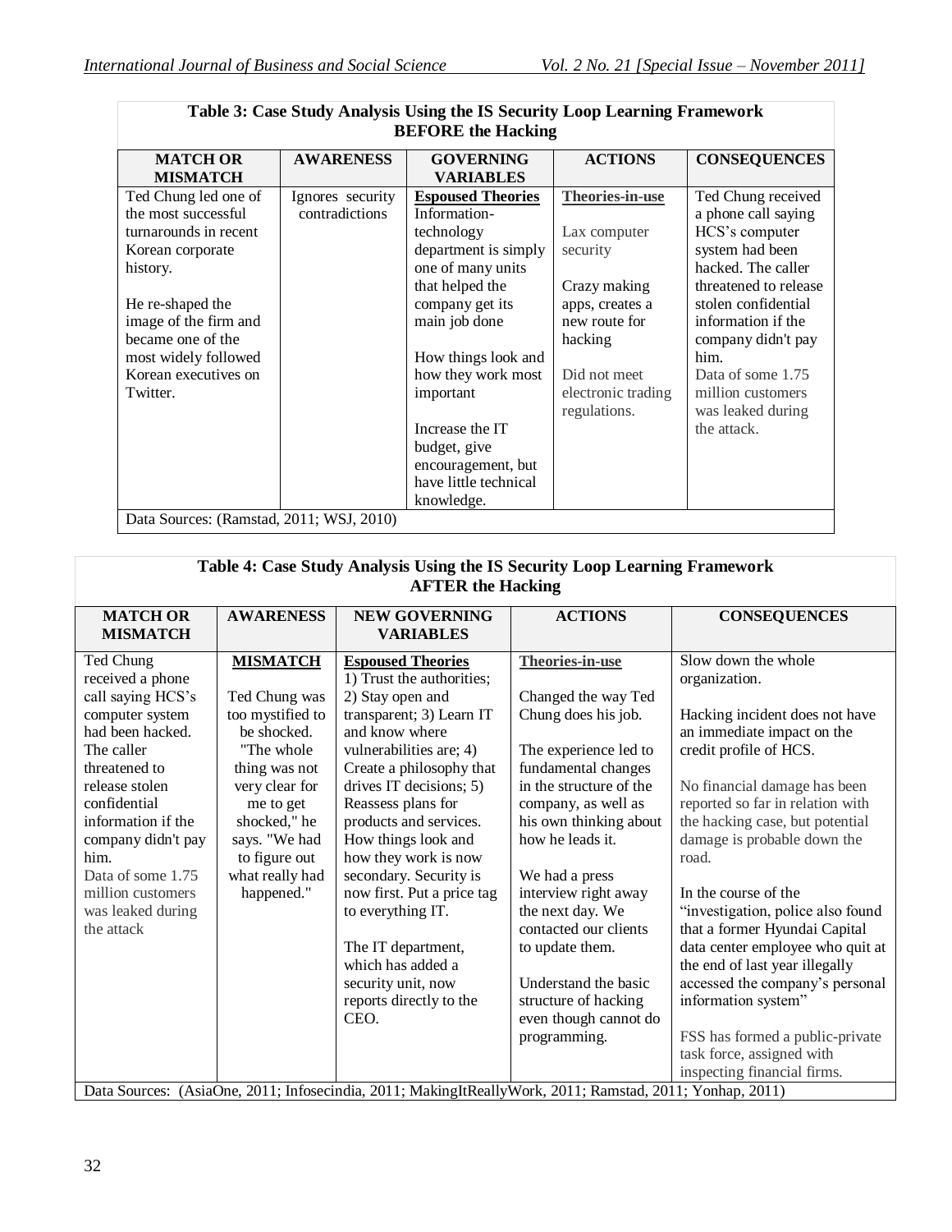**Table 3: Case Study Analysis Using the IS Security Loop Learning Framework BEFORE the Hacking**

| MATCH OR MISMATCH | AWARENESS | GOVERNING VARIABLES | ACTIONS | CONSEQUENCES |
|---|---|---|---|---|
| Ted Chung led one of the most successful turnarounds in recent Korean corporate history.<br><br>He re-shaped the image of the firm and became one of the most widely followed Korean executives on Twitter. | Ignores security contradictions | **Espoused Theories**<br>Information-technology department is simply one of many units that helped the company get its main job done<br><br>How things look and how they work most important<br><br>Increase the IT budget, give encouragement, but have little technical knowledge. | **Theories-in-use**<br><br>Lax computer security<br><br>Crazy making apps, creates a new route for hacking<br><br>Did not meet electronic trading regulations. | Ted Chung received a phone call saying HCS's computer system had been hacked. The caller threatened to release stolen confidential information if the company didn't pay him.<br>Data of some 1.75 million customers was leaked during the attack. |

Data Sources: (Ramstad, 2011; WSJ, 2010)

**Table 4: Case Study Analysis Using the IS Security Loop Learning Framework AFTER the Hacking**

| MATCH OR MISMATCH | AWARENESS | NEW GOVERNING VARIABLES | ACTIONS | CONSEQUENCES |
|---|---|---|---|---|
| Ted Chung received a phone call saying HCS's computer system had been hacked. The caller threatened to release stolen confidential information if the company didn't pay him.<br>Data of some 1.75 million customers was leaked during the attack | **MISMATCH**<br><br>Ted Chung was too mystified to be shocked. "The whole thing was not very clear for me to get shocked," he says. "We had to figure out what really had happened." | **Espoused Theories**<br>1) Trust the authorities; 2) Stay open and transparent; 3) Learn IT and know where vulnerabilities are; 4) Create a philosophy that drives IT decisions; 5) Reassess plans for products and services. How things look and how they work is now secondary. Security is now first. Put a price tag to everything IT.<br><br>The IT department, which has added a security unit, now reports directly to the CEO. | **Theories-in-use**<br><br>Changed the way Ted Chung does his job.<br><br>The experience led to fundamental changes in the structure of the company, as well as his own thinking about how he leads it.<br><br>We had a press interview right away the next day. We contacted our clients to update them.<br><br>Understand the basic structure of hacking even though cannot do programming. | Slow down the whole organization.<br><br>Hacking incident does not have an immediate impact on the credit profile of HCS.<br><br>No financial damage has been reported so far in relation with the hacking case, but potential damage is probable down the road.<br><br>In the course of the "investigation, police also found that a former Hyundai Capital data center employee who quit at the end of last year illegally accessed the company's personal information system"<br><br>FSS has formed a public-private task force, assigned with inspecting financial firms. |

Data Sources: (AsiaOne, 2011; Infosecindia, 2011; MakingItReallyWork, 2011; Ramstad, 2011; Yonhap, 2011)